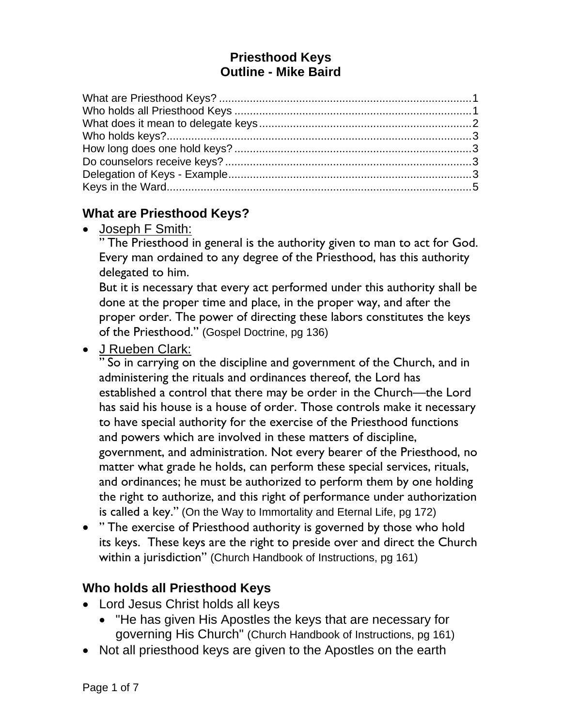**Priesthood Keys**
**Outline - Mike Baird**

What are Priesthood Keys? ....................................................................................1
Who holds all Priesthood Keys ..............................................................................1
What does it mean to delegate keys......................................................................2
Who holds keys?....................................................................................................3
How long does one hold keys? ..............................................................................3
Do counselors receive keys? .................................................................................3
Delegation of Keys - Example................................................................................3
Keys in the Ward....................................................................................................5

## What are Priesthood Keys?

- Joseph F Smith:
  " The Priesthood in general is the authority given to man to act for God. Every man ordained to any degree of the Priesthood, has this authority delegated to him.
  But it is necessary that every act performed under this authority shall be done at the proper time and place, in the proper way, and after the proper order. The power of directing these labors constitutes the keys of the Priesthood." (Gospel Doctrine, pg 136)
- J Rueben Clark:
  " So in carrying on the discipline and government of the Church, and in administering the rituals and ordinances thereof, the Lord has established a control that there may be order in the Church—the Lord has said his house is a house of order. Those controls make it necessary to have special authority for the exercise of the Priesthood functions and powers which are involved in these matters of discipline, government, and administration. Not every bearer of the Priesthood, no matter what grade he holds, can perform these special services, rituals, and ordinances; he must be authorized to perform them by one holding the right to authorize, and this right of performance under authorization is called a key." (On the Way to Immortality and Eternal Life, pg 172)
- " The exercise of Priesthood authority is governed by those who hold its keys. These keys are the right to preside over and direct the Church within a jurisdiction" (Church Handbook of Instructions, pg 161)

## Who holds all Priesthood Keys

- Lord Jesus Christ holds all keys
  - "He has given His Apostles the keys that are necessary for governing His Church" (Church Handbook of Instructions, pg 161)
- Not all priesthood keys are given to the Apostles on the earth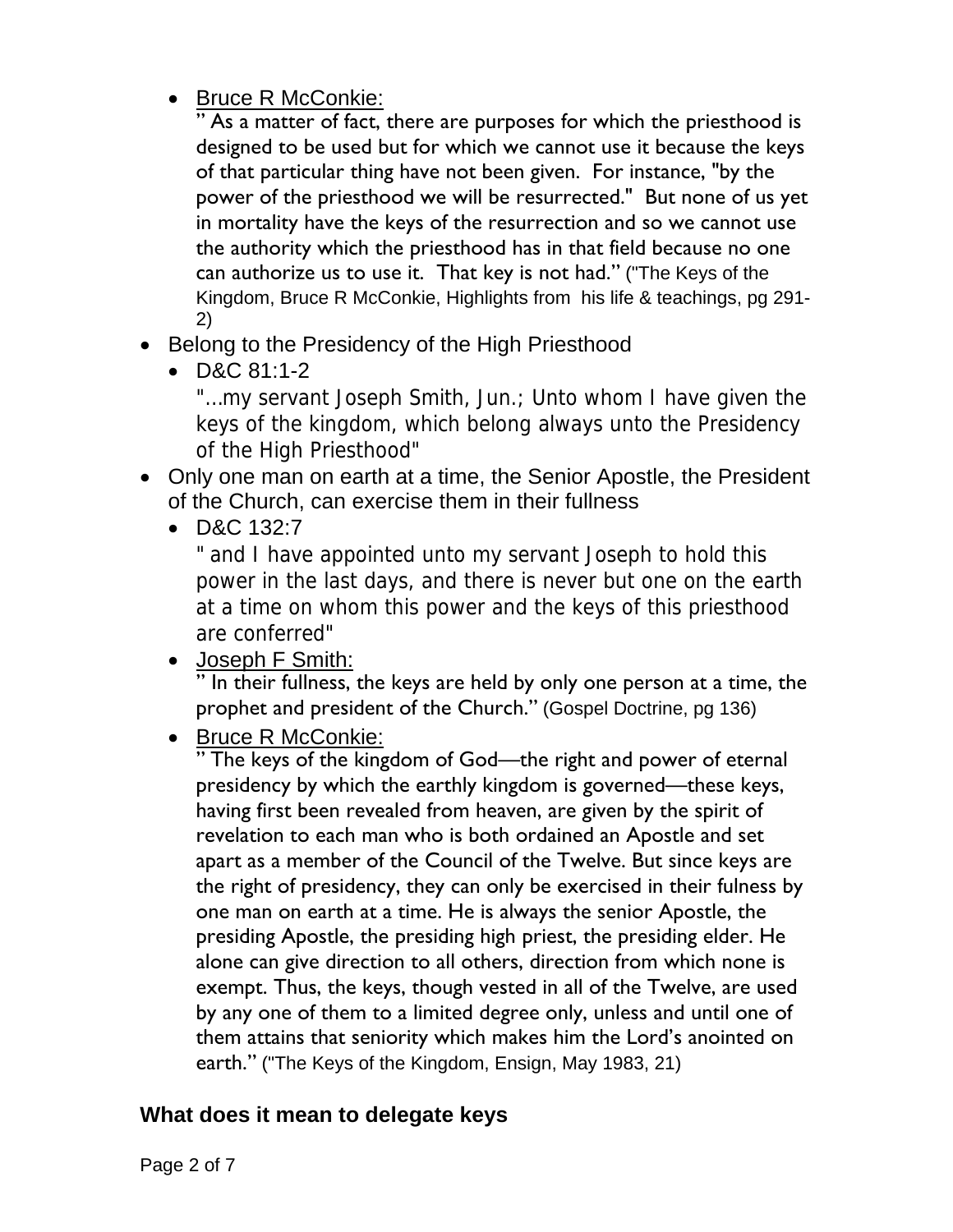- <u>Bruce R McConkie:</u>
  " As a matter of fact, there are purposes for which the priesthood is designed to be used but for which we cannot use it because the keys of that particular thing have not been given. For instance, "by the power of the priesthood we will be resurrected." But none of us yet in mortality have the keys of the resurrection and so we cannot use the authority which the priesthood has in that field because no one can authorize us to use it. That key is not had." ("The Keys of the Kingdom, Bruce R McConkie, Highlights from his life & teachings, pg 291-2)

- Belong to the Presidency of the High Priesthood
  - D&C 81:1-2
    "...my servant Joseph Smith, Jun.; Unto whom I have given the keys of the kingdom, which belong always unto the Presidency of the High Priesthood"
- Only one man on earth at a time, the Senior Apostle, the President of the Church, can exercise them in their fullness
  - D&C 132:7
    " and I have appointed unto my servant Joseph to hold this power in the last days, and there is never but one on the earth at a time on whom this power and the keys of this priesthood are conferred"
  - <u>Joseph F Smith:</u>
    " In their fullness, the keys are held by only one person at a time, the prophet and president of the Church." (Gospel Doctrine, pg 136)
  - <u>Bruce R McConkie:</u>
    " The keys of the kingdom of God—the right and power of eternal presidency by which the earthly kingdom is governed—these keys, having first been revealed from heaven, are given by the spirit of revelation to each man who is both ordained an Apostle and set apart as a member of the Council of the Twelve. But since keys are the right of presidency, they can only be exercised in their fulness by one man on earth at a time. He is always the senior Apostle, the presiding Apostle, the presiding high priest, the presiding elder. He alone can give direction to all others, direction from which none is exempt. Thus, the keys, though vested in all of the Twelve, are used by any one of them to a limited degree only, unless and until one of them attains that seniority which makes him the Lord's anointed on earth." ("The Keys of the Kingdom, Ensign, May 1983, 21)

## What does it mean to delegate keys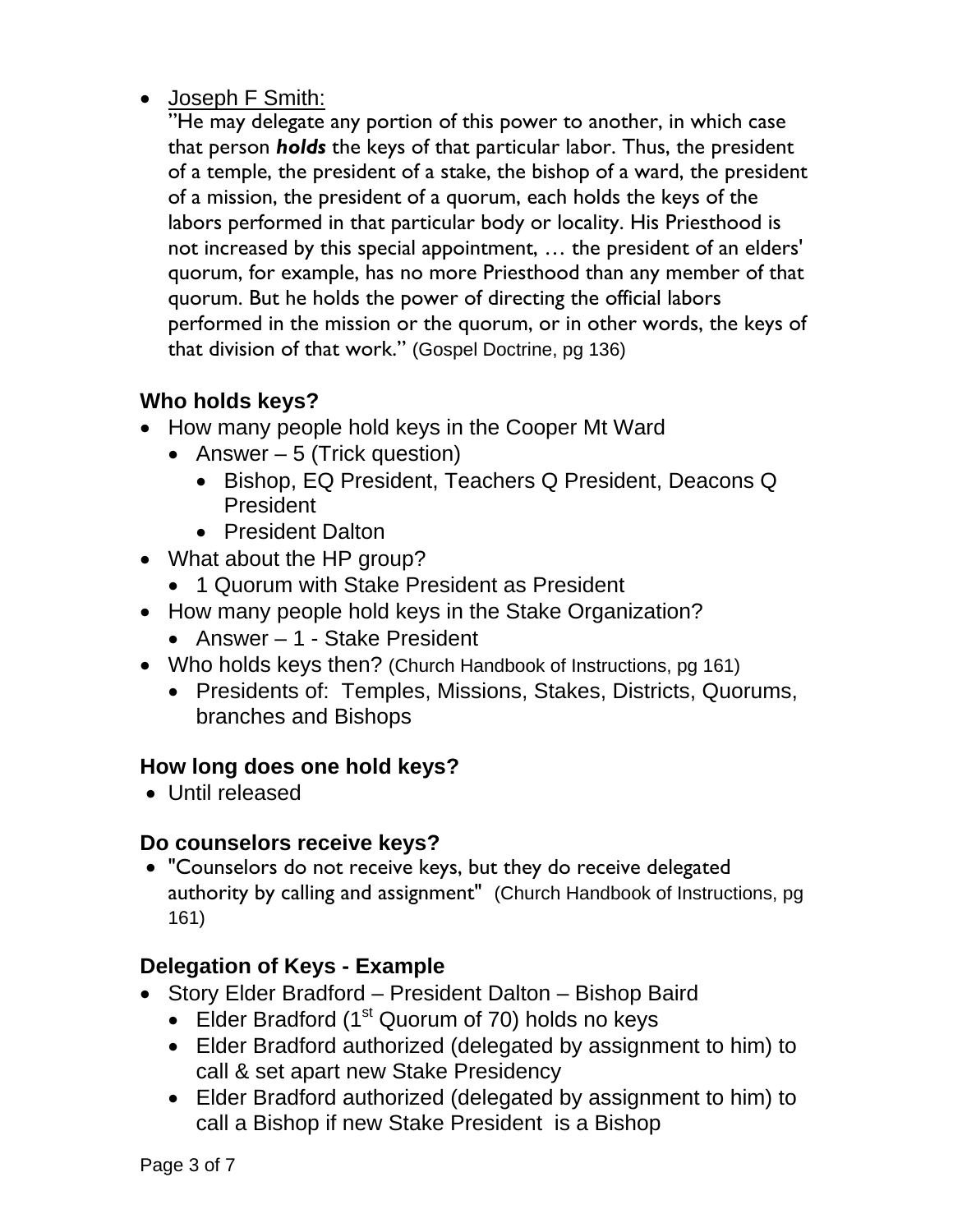- Joseph F Smith:
  "He may delegate any portion of this power to another, in which case that person ***holds*** the keys of that particular labor. Thus, the president of a temple, the president of a stake, the bishop of a ward, the president of a mission, the president of a quorum, each holds the keys of the labors performed in that particular body or locality. His Priesthood is not increased by this special appointment, … the president of an elders' quorum, for example, has no more Priesthood than any member of that quorum. But he holds the power of directing the official labors performed in the mission or the quorum, or in other words, the keys of that division of that work." (Gospel Doctrine, pg 136)

### Who holds keys?

- How many people hold keys in the Cooper Mt Ward
  - Answer – 5 (Trick question)
    - Bishop, EQ President, Teachers Q President, Deacons Q President
    - President Dalton
- What about the HP group?
  - 1 Quorum with Stake President as President
- How many people hold keys in the Stake Organization?
  - Answer – 1 - Stake President
- Who holds keys then? (Church Handbook of Instructions, pg 161)
  - Presidents of: Temples, Missions, Stakes, Districts, Quorums, branches and Bishops

### How long does one hold keys?

- Until released

### Do counselors receive keys?

- "Counselors do not receive keys, but they do receive delegated authority by calling and assignment" (Church Handbook of Instructions, pg 161)

### Delegation of Keys - Example

- Story Elder Bradford – President Dalton – Bishop Baird
  - Elder Bradford (1st Quorum of 70) holds no keys
  - Elder Bradford authorized (delegated by assignment to him) to call & set apart new Stake Presidency
  - Elder Bradford authorized (delegated by assignment to him) to call a Bishop if new Stake President is a Bishop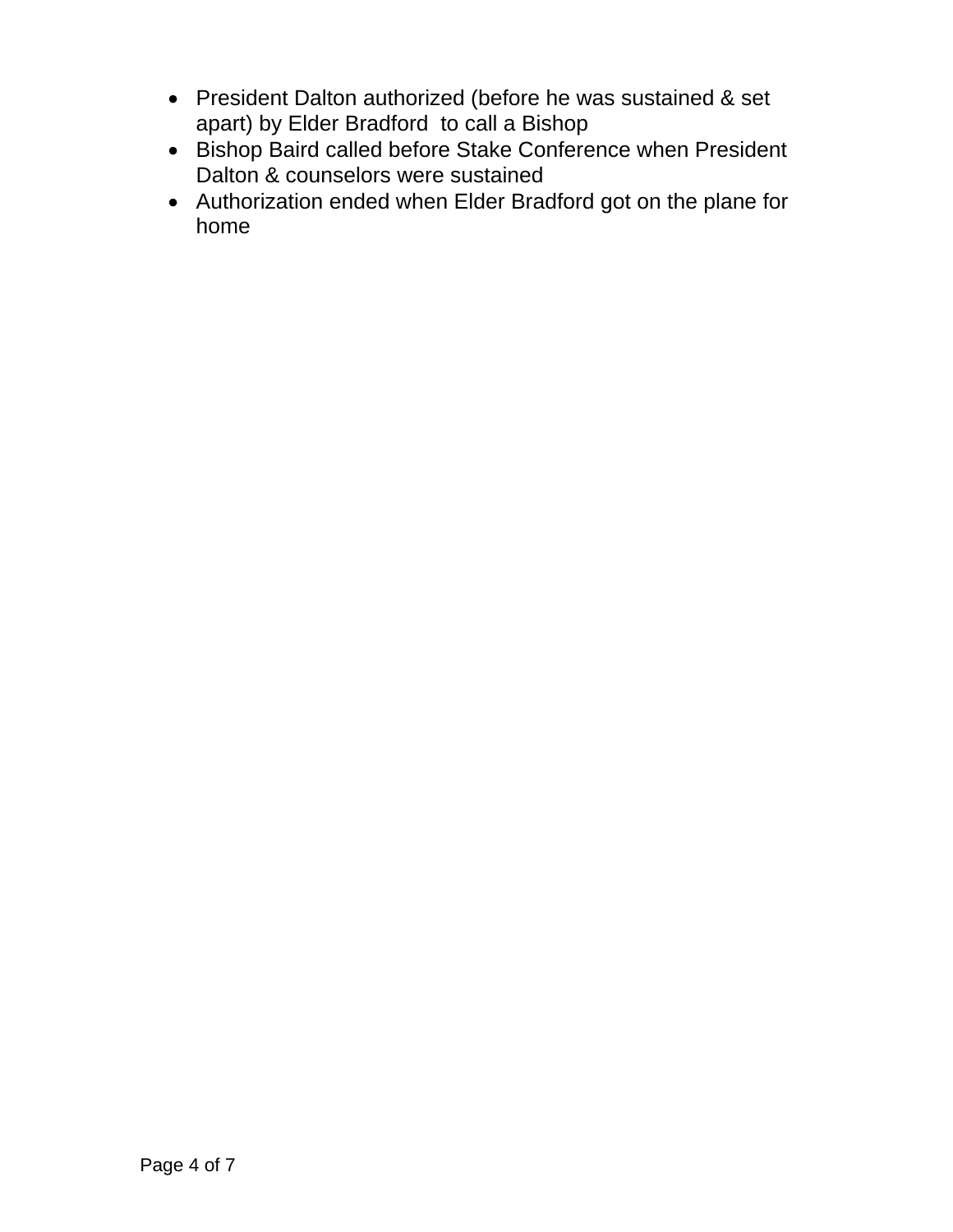- President Dalton authorized (before he was sustained & set apart) by Elder Bradford to call a Bishop
- Bishop Baird called before Stake Conference when President Dalton & counselors were sustained
- Authorization ended when Elder Bradford got on the plane for home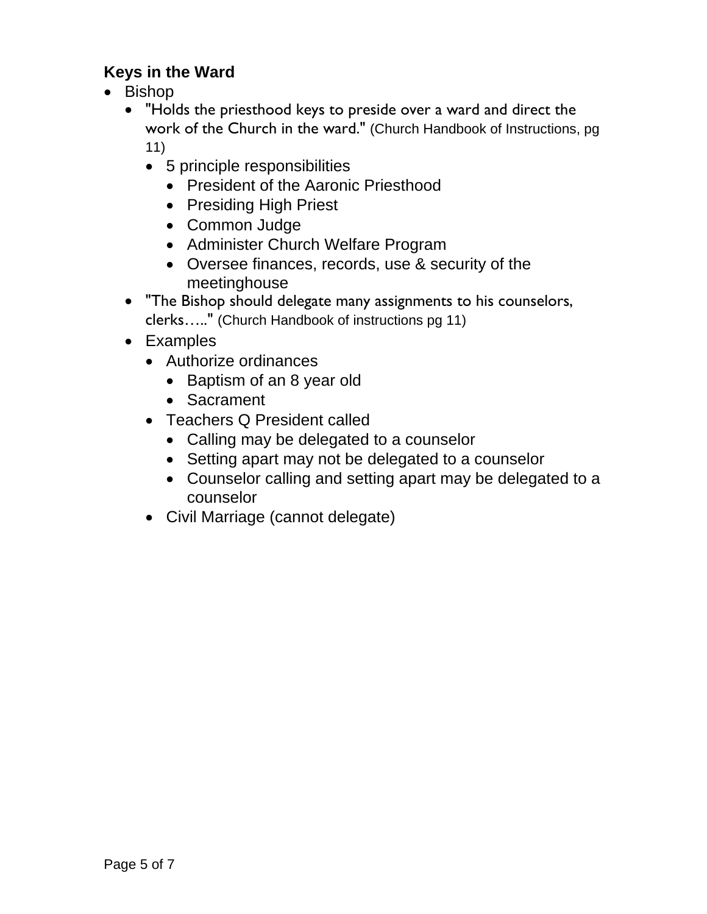**Keys in the Ward**

- Bishop
  - "Holds the priesthood keys to preside over a ward and direct the work of the Church in the ward." (Church Handbook of Instructions, pg 11)
    - 5 principle responsibilities
      - President of the Aaronic Priesthood
      - Presiding High Priest
      - Common Judge
      - Administer Church Welfare Program
      - Oversee finances, records, use & security of the meetinghouse
  - "The Bishop should delegate many assignments to his counselors, clerks….." (Church Handbook of instructions pg 11)
  - Examples
    - Authorize ordinances
      - Baptism of an 8 year old
      - Sacrament
    - Teachers Q President called
      - Calling may be delegated to a counselor
      - Setting apart may not be delegated to a counselor
      - Counselor calling and setting apart may be delegated to a counselor
    - Civil Marriage (cannot delegate)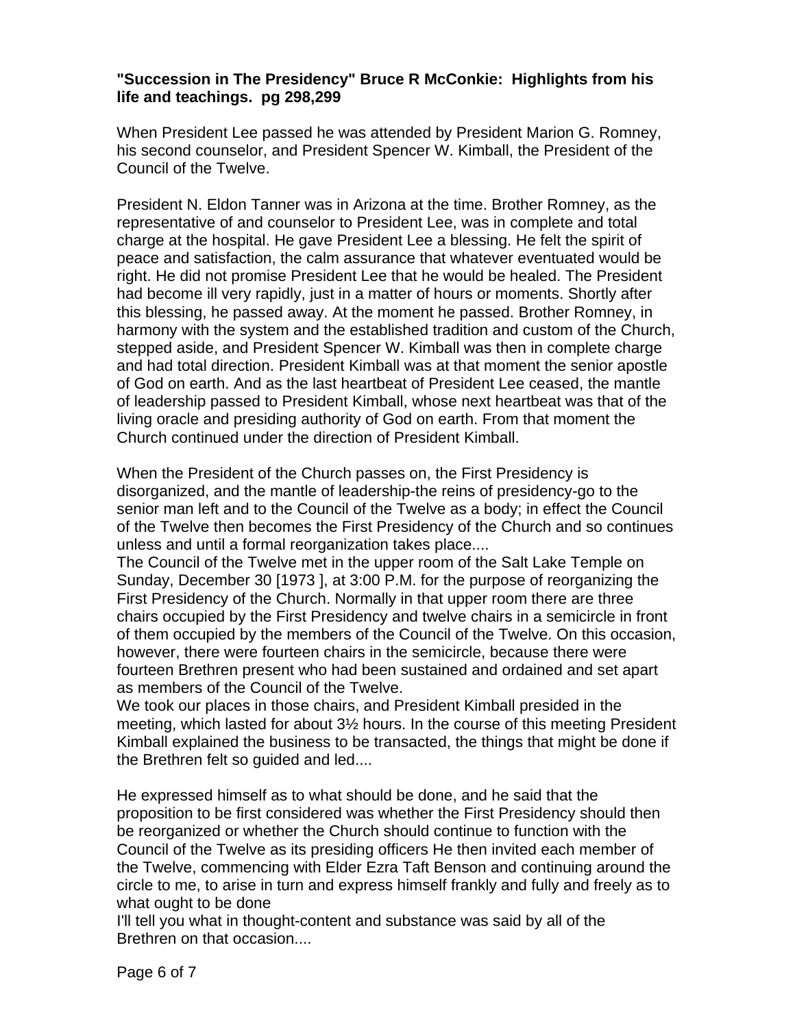**"Succession in The Presidency" Bruce R McConkie: Highlights from his life and teachings. pg 298,299**

When President Lee passed he was attended by President Marion G. Romney, his second counselor, and President Spencer W. Kimball, the President of the Council of the Twelve.

President N. Eldon Tanner was in Arizona at the time. Brother Romney, as the representative of and counselor to President Lee, was in complete and total charge at the hospital. He gave President Lee a blessing. He felt the spirit of peace and satisfaction, the calm assurance that whatever eventuated would be right. He did not promise President Lee that he would be healed. The President had become ill very rapidly, just in a matter of hours or moments. Shortly after this blessing, he passed away. At the moment he passed. Brother Romney, in harmony with the system and the established tradition and custom of the Church, stepped aside, and President Spencer W. Kimball was then in complete charge and had total direction. President Kimball was at that moment the senior apostle of God on earth. And as the last heartbeat of President Lee ceased, the mantle of leadership passed to President Kimball, whose next heartbeat was that of the living oracle and presiding authority of God on earth. From that moment the Church continued under the direction of President Kimball.

When the President of the Church passes on, the First Presidency is disorganized, and the mantle of leadership-the reins of presidency-go to the senior man left and to the Council of the Twelve as a body; in effect the Council of the Twelve then becomes the First Presidency of the Church and so continues unless and until a formal reorganization takes place....
The Council of the Twelve met in the upper room of the Salt Lake Temple on Sunday, December 30 [1973 ], at 3:00 P.M. for the purpose of reorganizing the First Presidency of the Church. Normally in that upper room there are three chairs occupied by the First Presidency and twelve chairs in a semicircle in front of them occupied by the members of the Council of the Twelve. On this occasion, however, there were fourteen chairs in the semicircle, because there were fourteen Brethren present who had been sustained and ordained and set apart as members of the Council of the Twelve.
We took our places in those chairs, and President Kimball presided in the meeting, which lasted for about 3½ hours. In the course of this meeting President Kimball explained the business to be transacted, the things that might be done if the Brethren felt so guided and led....

He expressed himself as to what should be done, and he said that the proposition to be first considered was whether the First Presidency should then be reorganized or whether the Church should continue to function with the Council of the Twelve as its presiding officers He then invited each member of the Twelve, commencing with Elder Ezra Taft Benson and continuing around the circle to me, to arise in turn and express himself frankly and fully and freely as to what ought to be done
I'll tell you what in thought-content and substance was said by all of the Brethren on that occasion....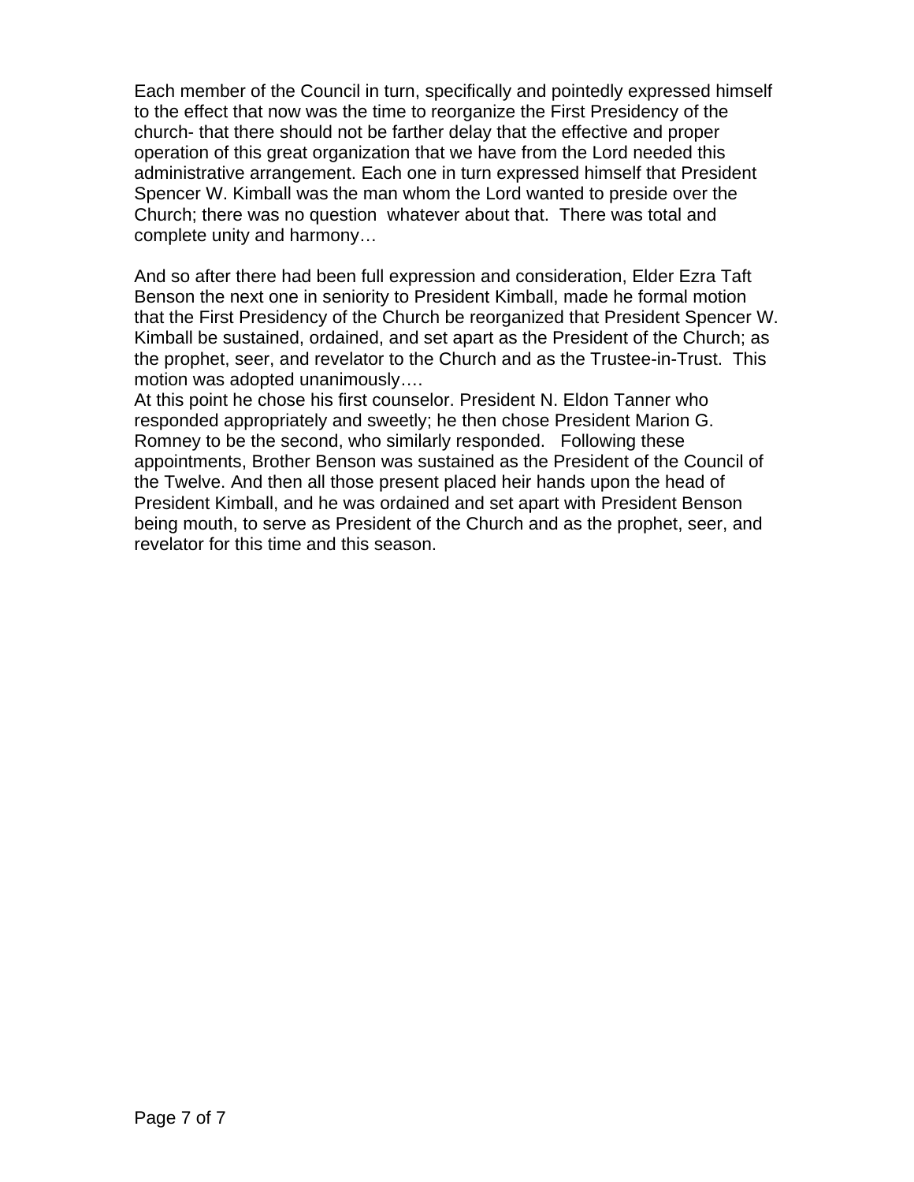Each member of the Council in turn, specifically and pointedly expressed himself to the effect that now was the time to reorganize the First Presidency of the church- that there should not be farther delay that the effective and proper operation of this great organization that we have from the Lord needed this administrative arrangement. Each one in turn expressed himself that President Spencer W. Kimball was the man whom the Lord wanted to preside over the Church; there was no question whatever about that. There was total and complete unity and harmony…

And so after there had been full expression and consideration, Elder Ezra Taft Benson the next one in seniority to President Kimball, made he formal motion that the First Presidency of the Church be reorganized that President Spencer W. Kimball be sustained, ordained, and set apart as the President of the Church; as the prophet, seer, and revelator to the Church and as the Trustee-in-Trust. This motion was adopted unanimously….
At this point he chose his first counselor. President N. Eldon Tanner who responded appropriately and sweetly; he then chose President Marion G. Romney to be the second, who similarly responded. Following these appointments, Brother Benson was sustained as the President of the Council of the Twelve. And then all those present placed heir hands upon the head of President Kimball, and he was ordained and set apart with President Benson being mouth, to serve as President of the Church and as the prophet, seer, and revelator for this time and this season.